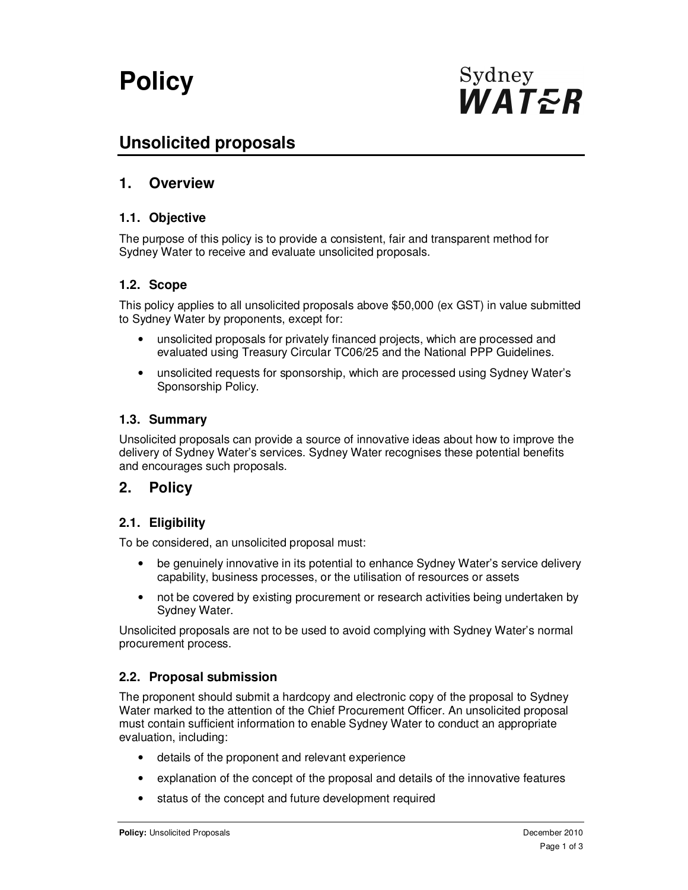# Policy

Sydney WATER

## Unsolicited proposals

## 1. Overview

### 1.1. Objective

The purpose of this policy is to provide a consistent, fair and transparent method for Sydney Water to receive and evaluate unsolicited proposals.

### 1.2. Scope

This policy applies to all unsolicited proposals above $50,000 (ex GST) in value submitted to Sydney Water by proponents, except for:

- unsolicited proposals for privately financed projects, which are processed and evaluated using Treasury Circular TC06/25 and the National PPP Guidelines.
- unsolicited requests for sponsorship, which are processed using Sydney Water's Sponsorship Policy.

### 1.3. Summary

Unsolicited proposals can provide a source of innovative ideas about how to improve the delivery of Sydney Water's services. Sydney Water recognises these potential benefits and encourages such proposals.

## 2. Policy

### 2.1. Eligibility

To be considered, an unsolicited proposal must:

- be genuinely innovative in its potential to enhance Sydney Water's service delivery capability, business processes, or the utilisation of resources or assets
- not be covered by existing procurement or research activities being undertaken by Sydney Water.

Unsolicited proposals are not to be used to avoid complying with Sydney Water's normal procurement process.

### 2.2. Proposal submission

The proponent should submit a hardcopy and electronic copy of the proposal to Sydney Water marked to the attention of the Chief Procurement Officer. An unsolicited proposal must contain sufficient information to enable Sydney Water to conduct an appropriate evaluation, including:

- details of the proponent and relevant experience
- explanation of the concept of the proposal and details of the innovative features
- status of the concept and future development required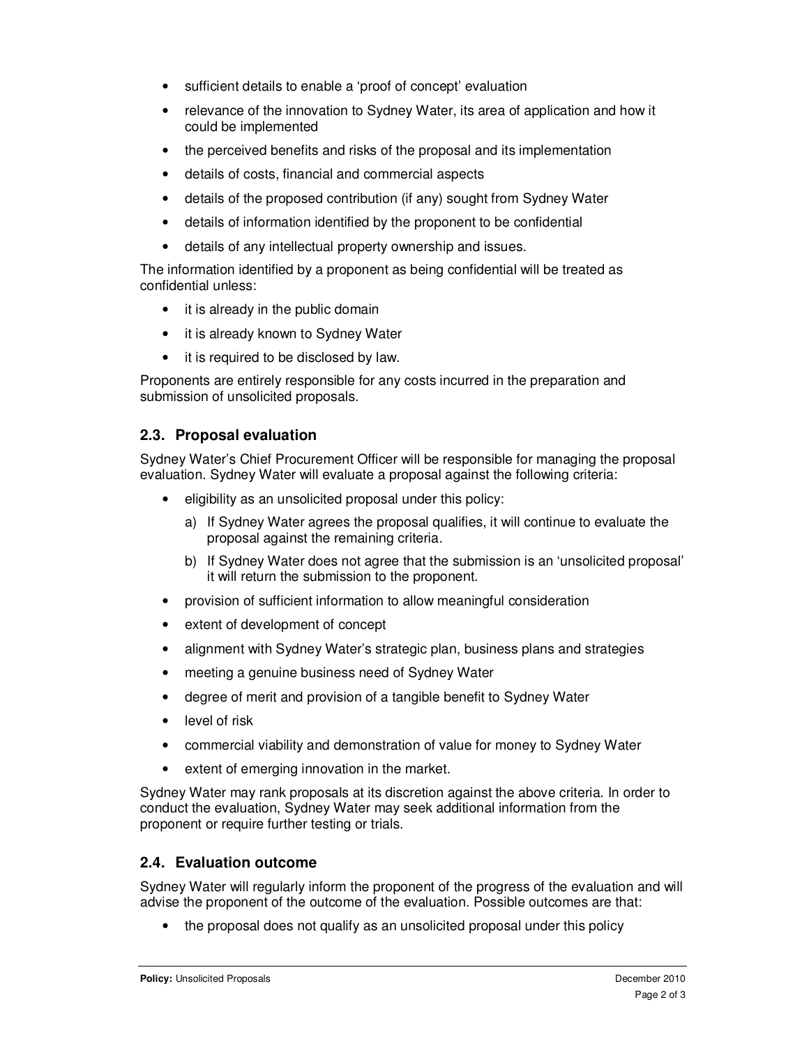- sufficient details to enable a 'proof of concept' evaluation
- relevance of the innovation to Sydney Water, its area of application and how it could be implemented
- the perceived benefits and risks of the proposal and its implementation
- details of costs, financial and commercial aspects
- details of the proposed contribution (if any) sought from Sydney Water
- details of information identified by the proponent to be confidential
- details of any intellectual property ownership and issues.

The information identified by a proponent as being confidential will be treated as confidential unless:

- it is already in the public domain
- it is already known to Sydney Water
- it is required to be disclosed by law.

Proponents are entirely responsible for any costs incurred in the preparation and submission of unsolicited proposals.

### 2.3. Proposal evaluation

Sydney Water's Chief Procurement Officer will be responsible for managing the proposal evaluation. Sydney Water will evaluate a proposal against the following criteria:

- eligibility as an unsolicited proposal under this policy:
  a) If Sydney Water agrees the proposal qualifies, it will continue to evaluate the proposal against the remaining criteria.
  b) If Sydney Water does not agree that the submission is an 'unsolicited proposal' it will return the submission to the proponent.
- provision of sufficient information to allow meaningful consideration
- extent of development of concept
- alignment with Sydney Water's strategic plan, business plans and strategies
- meeting a genuine business need of Sydney Water
- degree of merit and provision of a tangible benefit to Sydney Water
- level of risk
- commercial viability and demonstration of value for money to Sydney Water
- extent of emerging innovation in the market.

Sydney Water may rank proposals at its discretion against the above criteria. In order to conduct the evaluation, Sydney Water may seek additional information from the proponent or require further testing or trials.

### 2.4. Evaluation outcome

Sydney Water will regularly inform the proponent of the progress of the evaluation and will advise the proponent of the outcome of the evaluation. Possible outcomes are that:

- the proposal does not qualify as an unsolicited proposal under this policy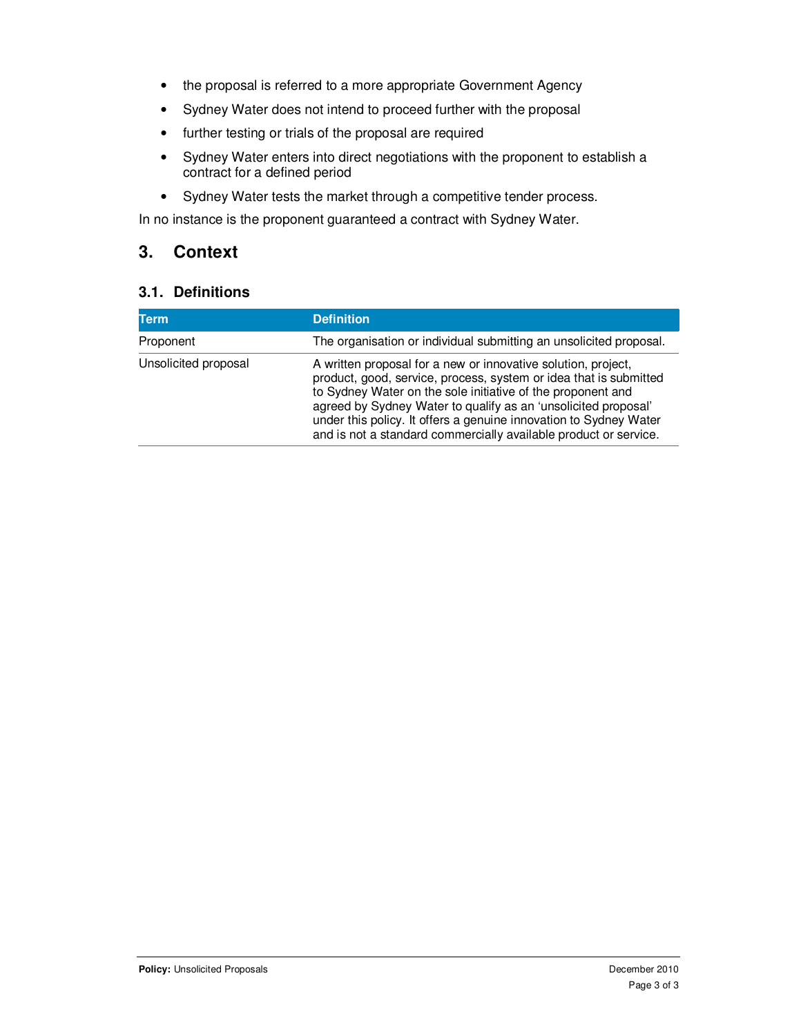- the proposal is referred to a more appropriate Government Agency
- Sydney Water does not intend to proceed further with the proposal
- further testing or trials of the proposal are required
- Sydney Water enters into direct negotiations with the proponent to establish a contract for a defined period
- Sydney Water tests the market through a competitive tender process.

In no instance is the proponent guaranteed a contract with Sydney Water.

# 3. Context

## 3.1. Definitions

| Term | Definition |
|---|---|
| Proponent | The organisation or individual submitting an unsolicited proposal. |
| Unsolicited proposal | A written proposal for a new or innovative solution, project, product, good, service, process, system or idea that is submitted to Sydney Water on the sole initiative of the proponent and agreed by Sydney Water to qualify as an 'unsolicited proposal' under this policy. It offers a genuine innovation to Sydney Water and is not a standard commercially available product or service. |